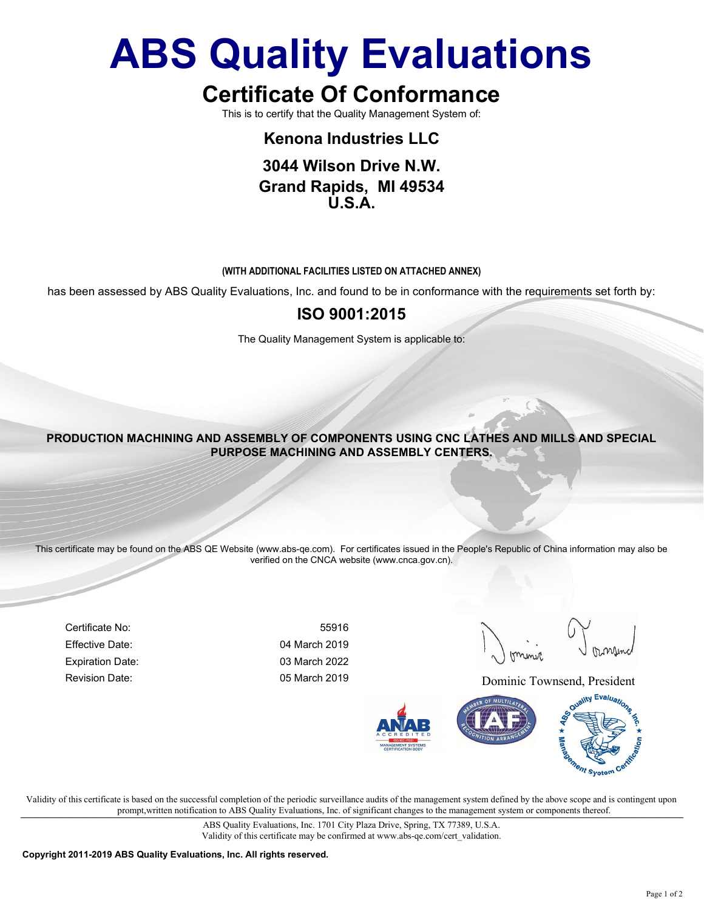# ABS Quality Evaluations

## Certificate Of Conformance

This is to certify that the Quality Management System of:

**Kenona Industries LLC**

**3044 Wilson Drive N.W.**
**Grand Rapids, MI 49534**
**U.S.A.**

**(WITH ADDITIONAL FACILITIES LISTED ON ATTACHED ANNEX)**

has been assessed by ABS Quality Evaluations, Inc. and found to be in conformance with the requirements set forth by:

## ISO 9001:2015

The Quality Management System is applicable to:

**PRODUCTION MACHINING AND ASSEMBLY OF COMPONENTS USING CNC LATHES AND MILLS AND SPECIAL PURPOSE MACHINING AND ASSEMBLY CENTERS.**

This certificate may be found on the ABS QE Website (www.abs-qe.com). For certificates issued in the People's Republic of China information may also be verified on the CNCA website (www.cnca.gov.cn).

| | |
|---|---|
| Certificate No: | 55916 |
| Effective Date: | 04 March 2019 |
| Expiration Date: | 03 March 2022 |
| Revision Date: | 05 March 2019 |

Dominic Townsend, President

Validity of this certificate is based on the successful completion of the periodic surveillance audits of the management system defined by the above scope and is contingent upon prompt,written notification to ABS Quality Evaluations, Inc. of significant changes to the management system or components thereof.

ABS Quality Evaluations, Inc. 1701 City Plaza Drive, Spring, TX 77389, U.S.A.
Validity of this certificate may be confirmed at www.abs-qe.com/cert_validation.

**Copyright 2011-2019 ABS Quality Evaluations, Inc. All rights reserved.**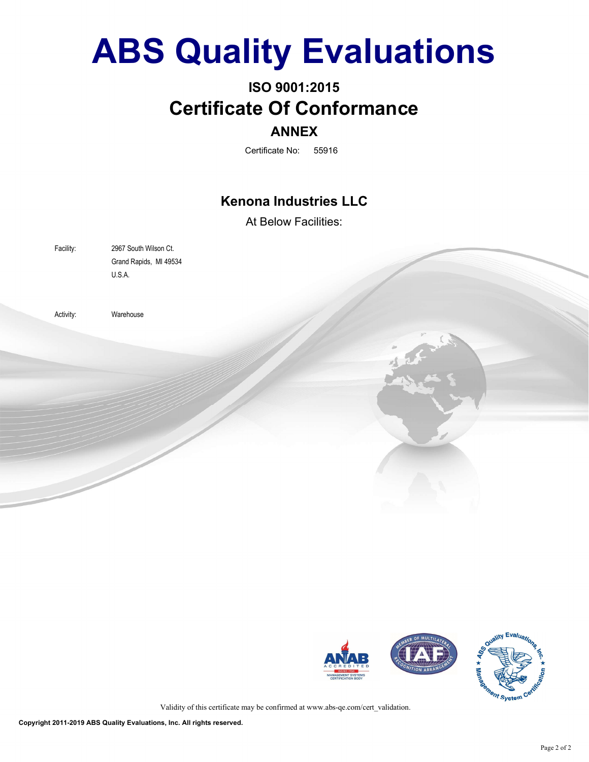# ABS Quality Evaluations

## ISO 9001:2015

## Certificate Of Conformance

### ANNEX

Certificate No: 55916

### Kenona Industries LLC

At Below Facilities:

Facility: 2967 South Wilson Ct.
Grand Rapids, MI 49534
U.S.A.

Activity: Warehouse

Validity of this certificate may be confirmed at www.abs-qe.com/cert_validation.

**Copyright 2011-2019 ABS Quality Evaluations, Inc. All rights reserved.**